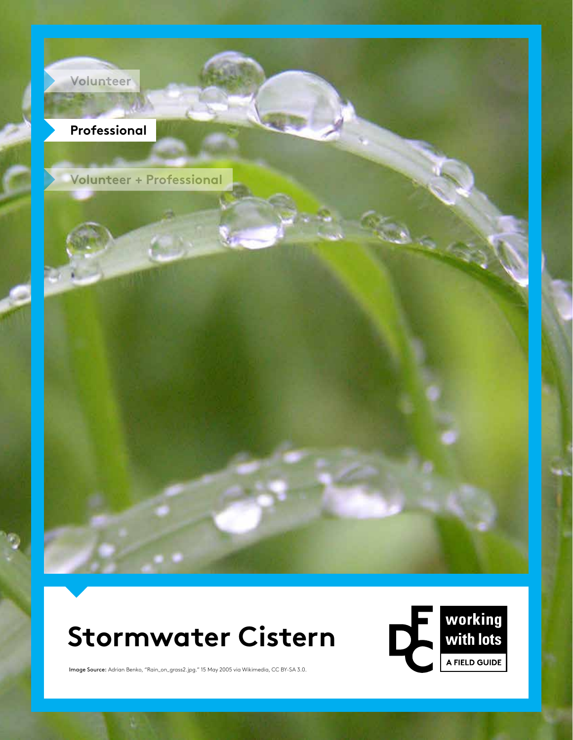Volunteer

**Professional**

Volunteer + Professional

# Stormwater Cistern

working with lots

A FIELD GUIDE

**Image Source:** Adrian Benko, "Rain_on_grass2.jpg." 15 May 2005 via Wikimedia, CC BY-SA 3.0.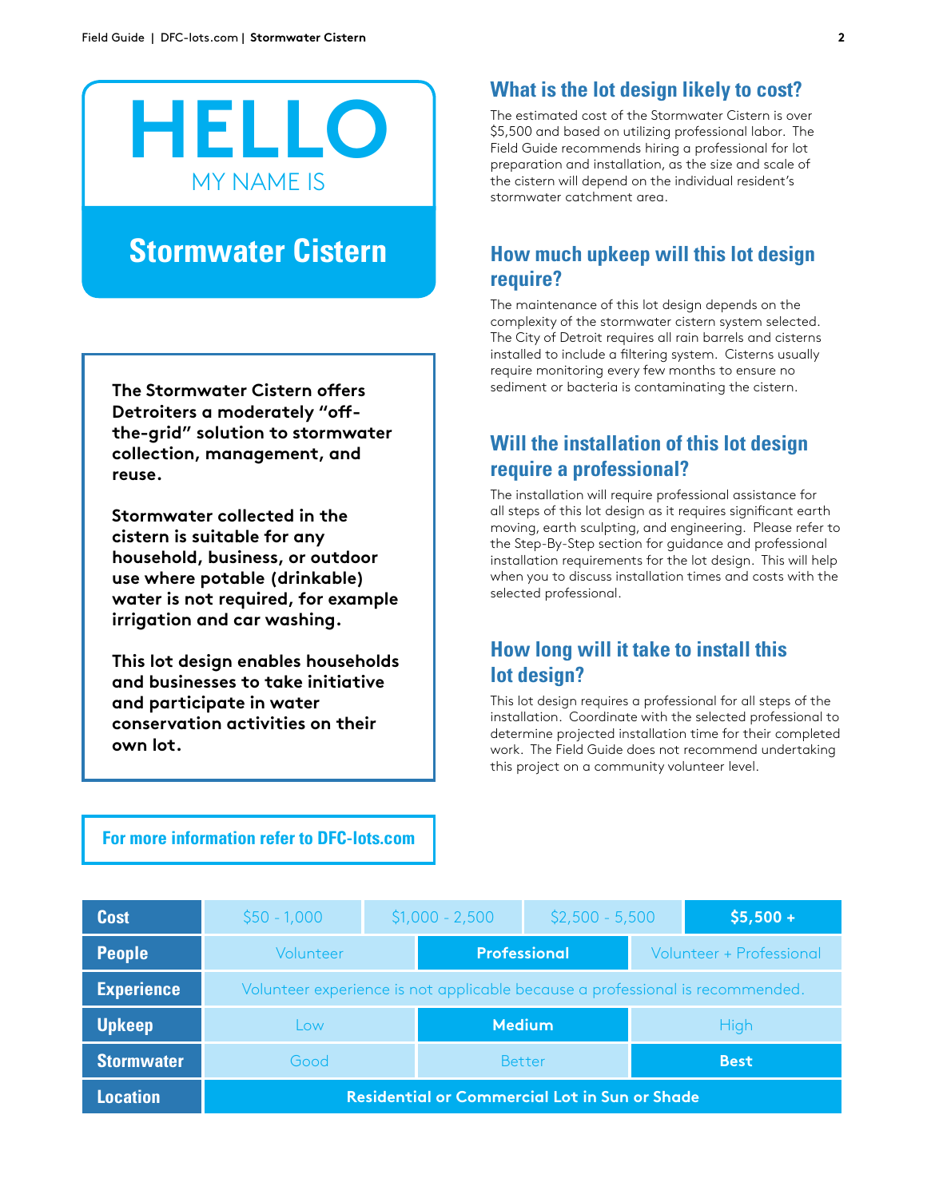# HELLO

MY NAME IS

## Stormwater Cistern

**The Stormwater Cistern offers Detroiters a moderately "off-the-grid" solution to stormwater collection, management, and reuse.**

**Stormwater collected in the cistern is suitable for any household, business, or outdoor use where potable (drinkable) water is not required, for example irrigation and car washing.**

**This lot design enables households and businesses to take initiative and participate in water conservation activities on their own lot.**

**For more information refer to DFC-lots.com**

### What is the lot design likely to cost?

The estimated cost of the Stormwater Cistern is over $5,500 and based on utilizing professional labor. The Field Guide recommends hiring a professional for lot preparation and installation, as the size and scale of the cistern will depend on the individual resident's stormwater catchment area.

### How much upkeep will this lot design require?

The maintenance of this lot design depends on the complexity of the stormwater cistern system selected. The City of Detroit requires all rain barrels and cisterns installed to include a filtering system. Cisterns usually require monitoring every few months to ensure no sediment or bacteria is contaminating the cistern.

### Will the installation of this lot design require a professional?

The installation will require professional assistance for all steps of this lot design as it requires significant earth moving, earth sculpting, and engineering. Please refer to the Step-By-Step section for guidance and professional installation requirements for the lot design. This will help when you to discuss installation times and costs with the selected professional.

### How long will it take to install this lot design?

This lot design requires a professional for all steps of the installation. Coordinate with the selected professional to determine projected installation time for their completed work. The Field Guide does not recommend undertaking this project on a community volunteer level.

| | | | | |
|---|---|---|---|---|
| **Cost** | $50 - 1,000 | $1,000 - 2,500 | $2,500 - 5,500 | **$5,500 +** |
| **People** | Volunteer | **Professional** | Volunteer + Professional | |
| **Experience** | Volunteer experience is not applicable because a professional is recommended. | | | |
| **Upkeep** | Low | **Medium** | High | |
| **Stormwater** | Good | Better | **Best** | |
| **Location** | **Residential or Commercial Lot in Sun or Shade** | | | |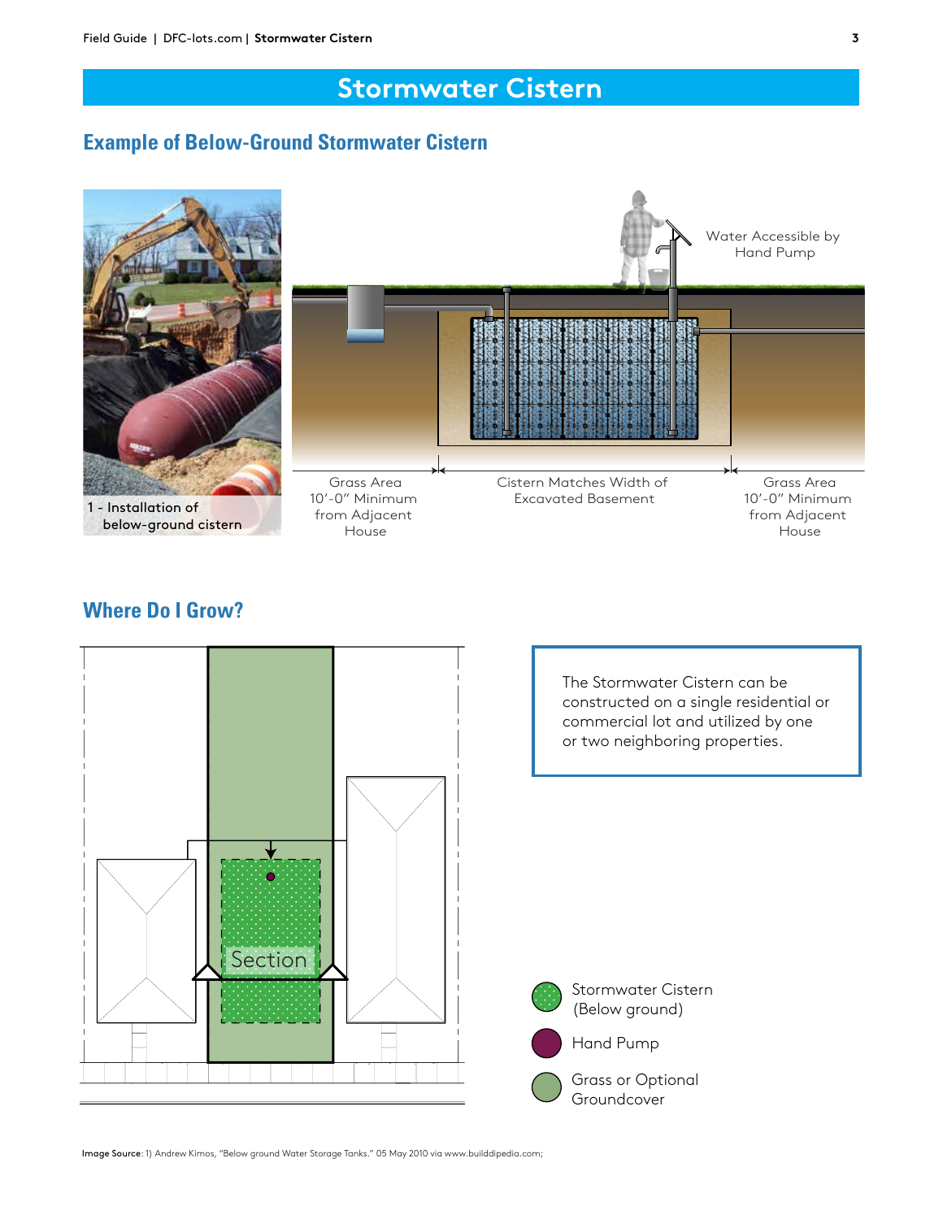# Stormwater Cistern

## Example of Below-Ground Stormwater Cistern

1 - Installation of below-ground cistern

Water Accessible by Hand Pump

Grass Area 10'-0" Minimum from Adjacent House

Cistern Matches Width of Excavated Basement

Grass Area 10'-0" Minimum from Adjacent House

## Where Do I Grow?

Section

The Stormwater Cistern can be constructed on a single residential or commercial lot and utilized by one or two neighboring properties.

- Stormwater Cistern (Below ground)
- Hand Pump
- Grass or Optional Groundcover

**Image Source**: 1) Andrew Kimos, "Below ground Water Storage Tanks." 05 May 2010 via www.builddipedia.com;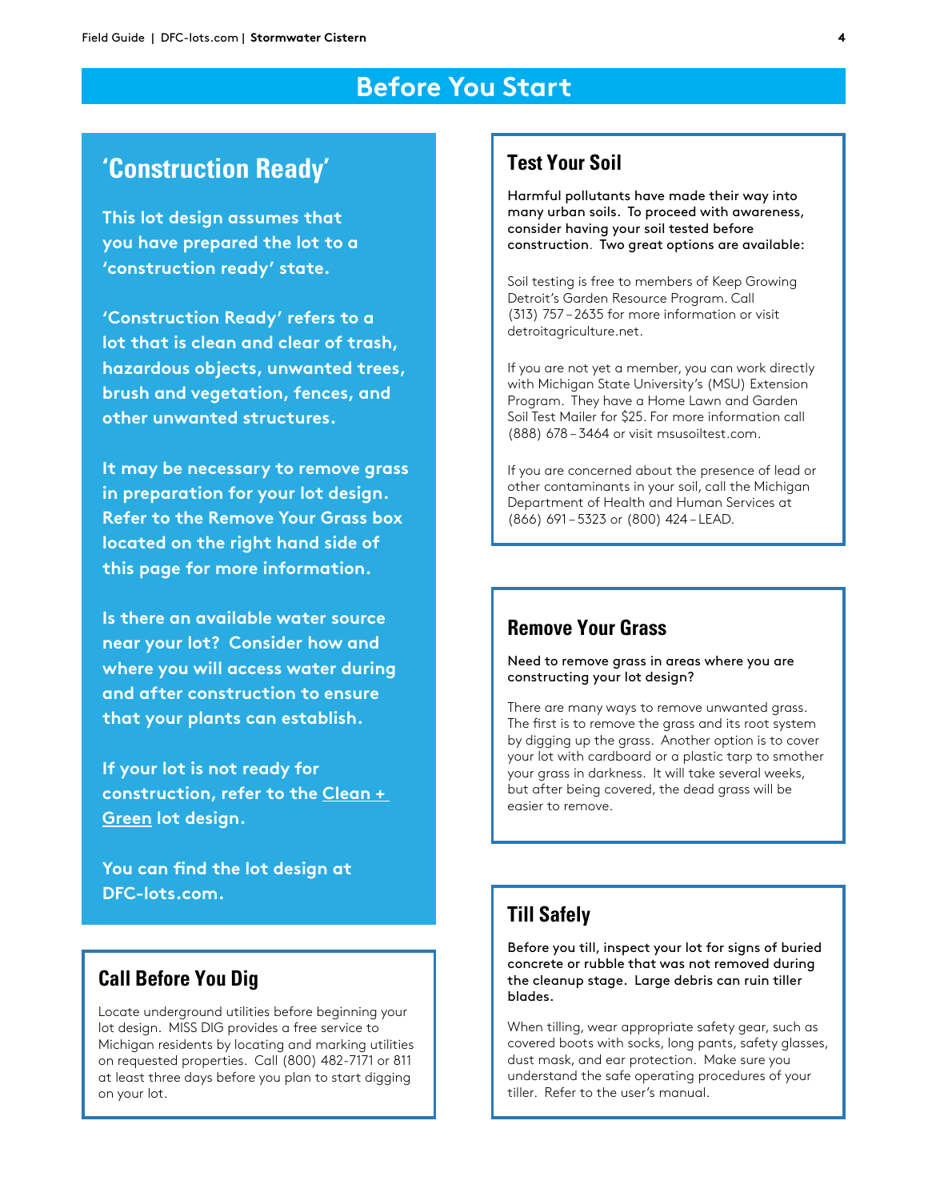# Before You Start

## 'Construction Ready'

**This lot design assumes that you have prepared the lot to a 'construction ready' state.**

**'Construction Ready' refers to a lot that is clean and clear of trash, hazardous objects, unwanted trees, brush and vegetation, fences, and other unwanted structures.**

**It may be necessary to remove grass in preparation for your lot design. Refer to the Remove Your Grass box located on the right hand side of this page for more information.**

**Is there an available water source near your lot? Consider how and where you will access water during and after construction to ensure that your plants can establish.**

**If your lot is not ready for construction, refer to the Clean + Green lot design.**

**You can find the lot design at DFC-lots.com.**

## Call Before You Dig

Locate underground utilities before beginning your lot design. MISS DIG provides a free service to Michigan residents by locating and marking utilities on requested properties. Call (800) 482-7171 or 811 at least three days before you plan to start digging on your lot.

## Test Your Soil

**Harmful pollutants have made their way into many urban soils. To proceed with awareness, consider having your soil tested before construction. Two great options are available:**

Soil testing is free to members of Keep Growing Detroit's Garden Resource Program. Call (313) 757 – 2635 for more information or visit detroitagriculture.net.

If you are not yet a member, you can work directly with Michigan State University's (MSU) Extension Program. They have a Home Lawn and Garden Soil Test Mailer for $25. For more information call (888) 678 – 3464 or visit msusoiltest.com.

If you are concerned about the presence of lead or other contaminants in your soil, call the Michigan Department of Health and Human Services at (866) 691 – 5323 or (800) 424 – LEAD.

## Remove Your Grass

**Need to remove grass in areas where you are constructing your lot design?**

There are many ways to remove unwanted grass. The first is to remove the grass and its root system by digging up the grass. Another option is to cover your lot with cardboard or a plastic tarp to smother your grass in darkness. It will take several weeks, but after being covered, the dead grass will be easier to remove.

## Till Safely

**Before you till, inspect your lot for signs of buried concrete or rubble that was not removed during the cleanup stage. Large debris can ruin tiller blades.**

When tilling, wear appropriate safety gear, such as covered boots with socks, long pants, safety glasses, dust mask, and ear protection. Make sure you understand the safe operating procedures of your tiller. Refer to the user's manual.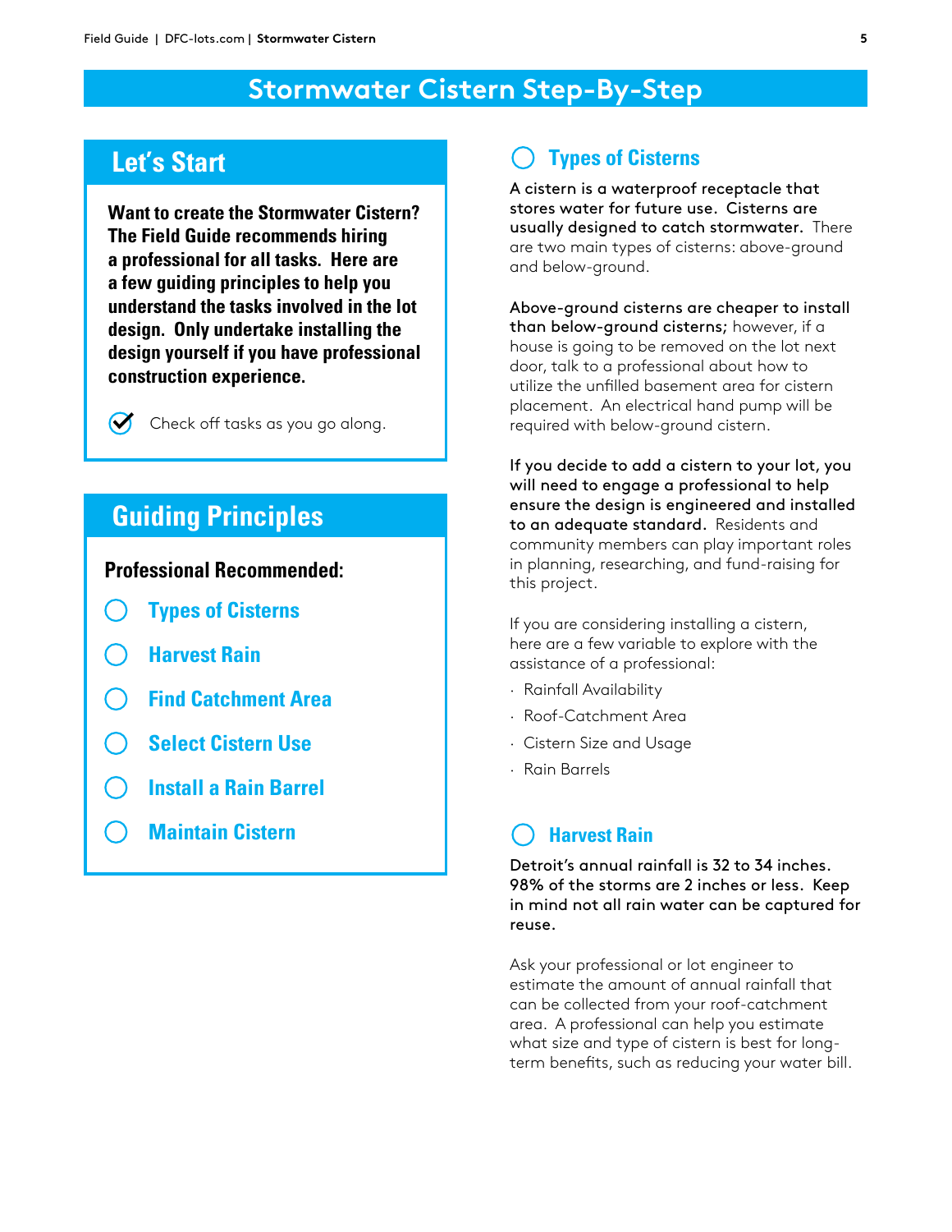# Stormwater Cistern Step-By-Step

## Let's Start

**Want to create the Stormwater Cistern? The Field Guide recommends hiring a professional for all tasks. Here are a few guiding principles to help you understand the tasks involved in the lot design. Only undertake installing the design yourself if you have professional construction experience.**

✔ Check off tasks as you go along.

## Guiding Principles

**Professional Recommended:**

- ○ Types of Cisterns
- ○ Harvest Rain
- ○ Find Catchment Area
- ○ Select Cistern Use
- ○ Install a Rain Barrel
- ○ Maintain Cistern

### ○ Types of Cisterns

A cistern is a waterproof receptacle that stores water for future use. Cisterns are usually designed to catch stormwater. There are two main types of cisterns: above-ground and below-ground.

Above-ground cisterns are cheaper to install than below-ground cisterns; however, if a house is going to be removed on the lot next door, talk to a professional about how to utilize the unfilled basement area for cistern placement. An electrical hand pump will be required with below-ground cistern.

If you decide to add a cistern to your lot, you will need to engage a professional to help ensure the design is engineered and installed to an adequate standard. Residents and community members can play important roles in planning, researching, and fund-raising for this project.

If you are considering installing a cistern, here are a few variable to explore with the assistance of a professional:

- Rainfall Availability
- Roof-Catchment Area
- Cistern Size and Usage
- Rain Barrels

### ○ Harvest Rain

Detroit's annual rainfall is 32 to 34 inches. 98% of the storms are 2 inches or less. Keep in mind not all rain water can be captured for reuse.

Ask your professional or lot engineer to estimate the amount of annual rainfall that can be collected from your roof-catchment area. A professional can help you estimate what size and type of cistern is best for long-term benefits, such as reducing your water bill.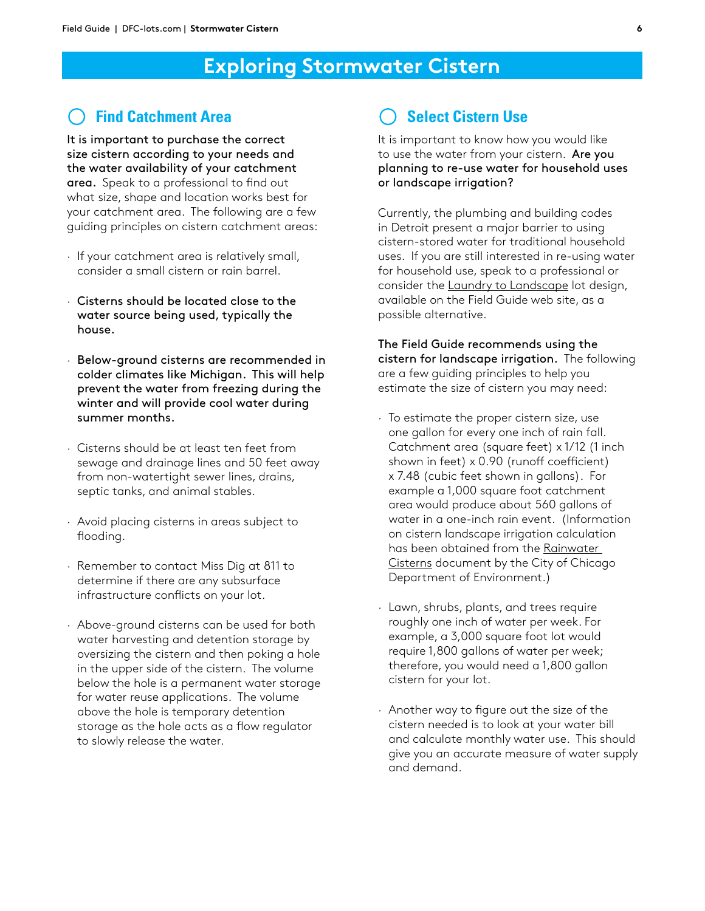# Exploring Stormwater Cistern

## Find Catchment Area

**It is important to purchase the correct size cistern according to your needs and the water availability of your catchment area.** Speak to a professional to find out what size, shape and location works best for your catchment area. The following are a few guiding principles on cistern catchment areas:

- If your catchment area is relatively small, consider a small cistern or rain barrel.
- **Cisterns should be located close to the water source being used, typically the house.**
- **Below-ground cisterns are recommended in colder climates like Michigan. This will help prevent the water from freezing during the winter and will provide cool water during summer months.**
- Cisterns should be at least ten feet from sewage and drainage lines and 50 feet away from non-watertight sewer lines, drains, septic tanks, and animal stables.
- Avoid placing cisterns in areas subject to flooding.
- Remember to contact Miss Dig at 811 to determine if there are any subsurface infrastructure conflicts on your lot.
- Above-ground cisterns can be used for both water harvesting and detention storage by oversizing the cistern and then poking a hole in the upper side of the cistern. The volume below the hole is a permanent water storage for water reuse applications. The volume above the hole is temporary detention storage as the hole acts as a flow regulator to slowly release the water.

## Select Cistern Use

It is important to know how you would like to use the water from your cistern. **Are you planning to re-use water for household uses or landscape irrigation?**

Currently, the plumbing and building codes in Detroit present a major barrier to using cistern-stored water for traditional household uses. If you are still interested in re-using water for household use, speak to a professional or consider the Laundry to Landscape lot design, available on the Field Guide web site, as a possible alternative.

**The Field Guide recommends using the cistern for landscape irrigation.** The following are a few guiding principles to help you estimate the size of cistern you may need:

- To estimate the proper cistern size, use one gallon for every one inch of rain fall. Catchment area (square feet) x 1/12 (1 inch shown in feet) x 0.90 (runoff coefficient) x 7.48 (cubic feet shown in gallons). For example a 1,000 square foot catchment area would produce about 560 gallons of water in a one-inch rain event. (Information on cistern landscape irrigation calculation has been obtained from the Rainwater Cisterns document by the City of Chicago Department of Environment.)
- Lawn, shrubs, plants, and trees require roughly one inch of water per week. For example, a 3,000 square foot lot would require 1,800 gallons of water per week; therefore, you would need a 1,800 gallon cistern for your lot.
- Another way to figure out the size of the cistern needed is to look at your water bill and calculate monthly water use. This should give you an accurate measure of water supply and demand.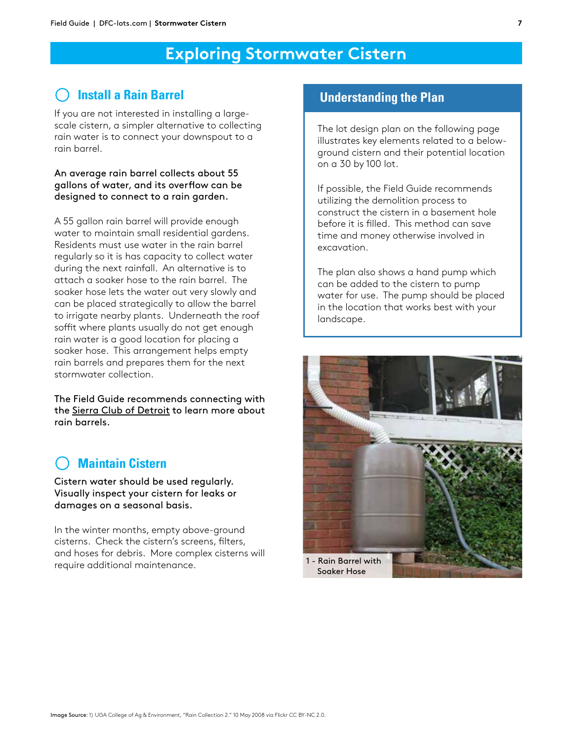# Exploring Stormwater Cistern

## Install a Rain Barrel

If you are not interested in installing a large-scale cistern, a simpler alternative to collecting rain water is to connect your downspout to a rain barrel.

**An average rain barrel collects about 55 gallons of water, and its overflow can be designed to connect to a rain garden.**

A 55 gallon rain barrel will provide enough water to maintain small residential gardens. Residents must use water in the rain barrel regularly so it is has capacity to collect water during the next rainfall. An alternative is to attach a soaker hose to the rain barrel. The soaker hose lets the water out very slowly and can be placed strategically to allow the barrel to irrigate nearby plants. Underneath the roof soffit where plants usually do not get enough rain water is a good location for placing a soaker hose. This arrangement helps empty rain barrels and prepares them for the next stormwater collection.

**The Field Guide recommends connecting with the Sierra Club of Detroit to learn more about rain barrels.**

## Maintain Cistern

**Cistern water should be used regularly. Visually inspect your cistern for leaks or damages on a seasonal basis.**

In the winter months, empty above-ground cisterns. Check the cistern's screens, filters, and hoses for debris. More complex cisterns will require additional maintenance.

## Understanding the Plan

The lot design plan on the following page illustrates key elements related to a below-ground cistern and their potential location on a 30 by 100 lot.

If possible, the Field Guide recommends utilizing the demolition process to construct the cistern in a basement hole before it is filled. This method can save time and money otherwise involved in excavation.

The plan also shows a hand pump which can be added to the cistern to pump water for use. The pump should be placed in the location that works best with your landscape.

1 - Rain Barrel with Soaker Hose

Image Source: 1) UGA College of Ag & Environment, "Rain Collection 2." 10 May 2008 via Flickr CC BY-NC 2.0.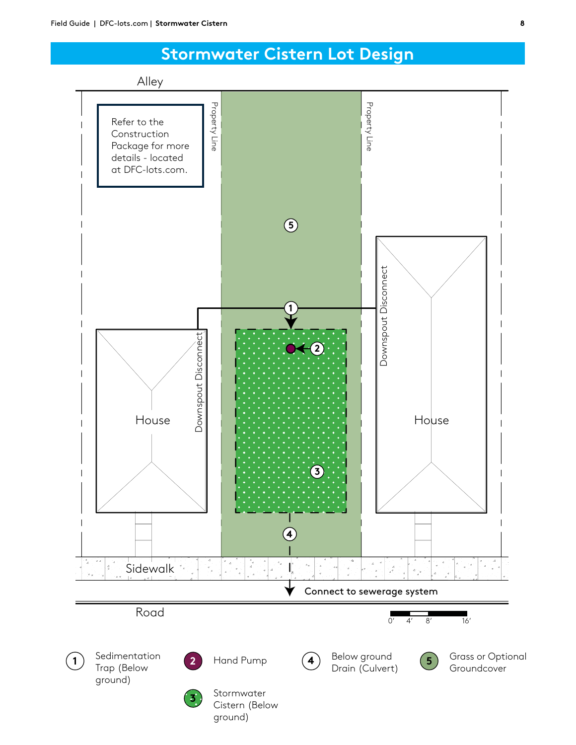# Stormwater Cistern Lot Design

Alley

Refer to the Construction Package for more details - located at DFC-lots.com.

Property Line

Property Line

House

Downspout Disconnect

Downspout Disconnect

House

Sidewalk

Connect to sewerage system

Road

0' 4' 8' 16'

1. Sedimentation Trap (Below ground)
2. Hand Pump
3. Stormwater Cistern (Below ground)
4. Below ground Drain (Culvert)
5. Grass or Optional Groundcover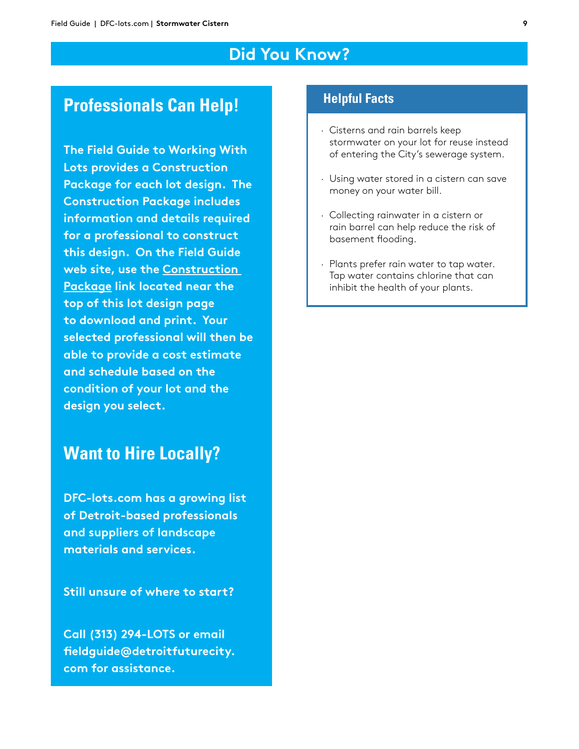# Did You Know?

## Professionals Can Help!

**The Field Guide to Working With Lots provides a Construction Package for each lot design. The Construction Package includes information and details required for a professional to construct this design. On the Field Guide web site, use the Construction Package link located near the top of this lot design page to download and print. Your selected professional will then be able to provide a cost estimate and schedule based on the condition of your lot and the design you select.**

## Want to Hire Locally?

**DFC-lots.com has a growing list of Detroit-based professionals and suppliers of landscape materials and services.**

**Still unsure of where to start?**

**Call (313) 294-LOTS or email fieldguide@detroitfuturecity.com for assistance.**

### Helpful Facts

- Cisterns and rain barrels keep stormwater on your lot for reuse instead of entering the City's sewerage system.
- Using water stored in a cistern can save money on your water bill.
- Collecting rainwater in a cistern or rain barrel can help reduce the risk of basement flooding.
- Plants prefer rain water to tap water. Tap water contains chlorine that can inhibit the health of your plants.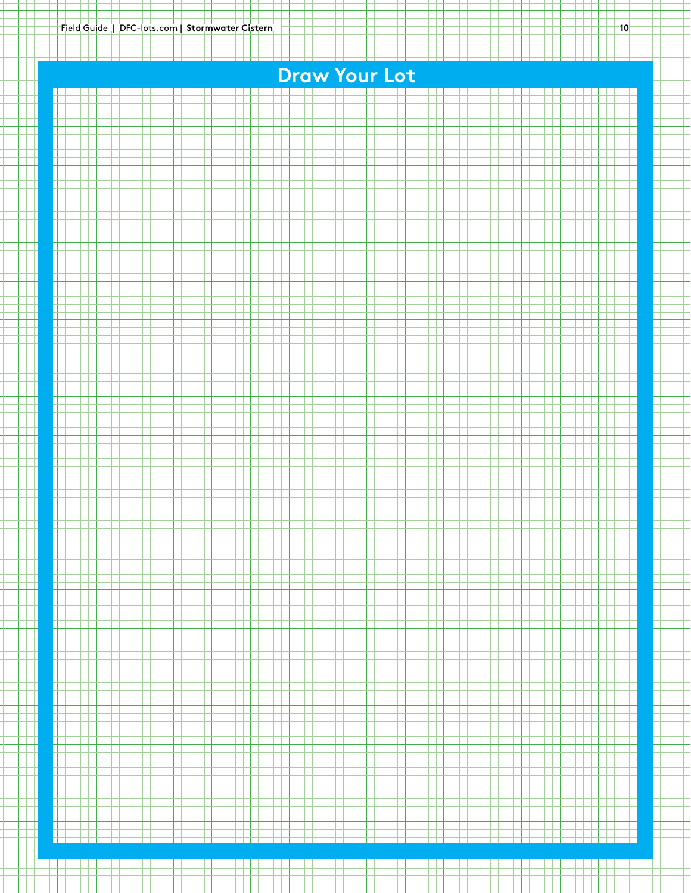# Draw Your Lot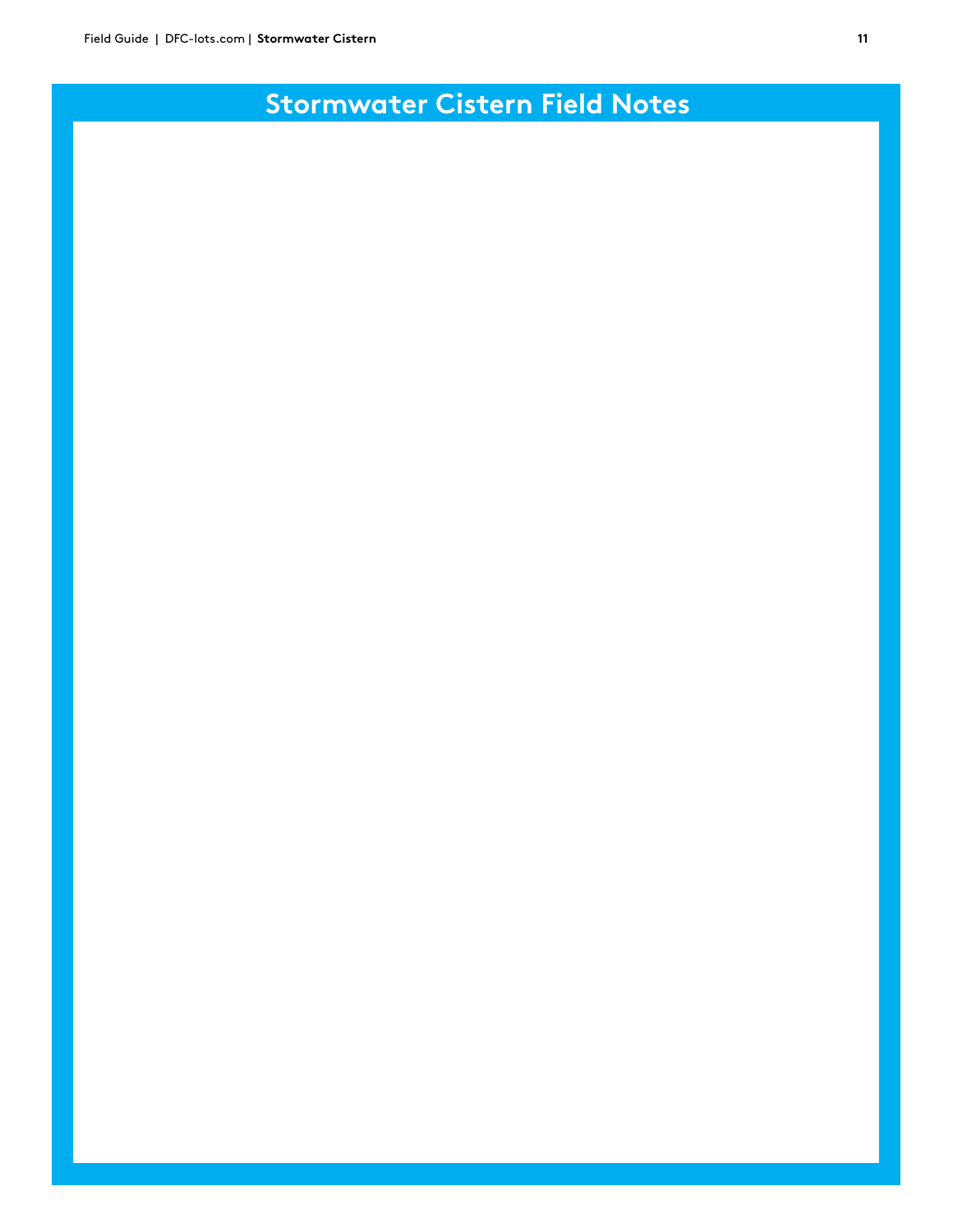# Stormwater Cistern Field Notes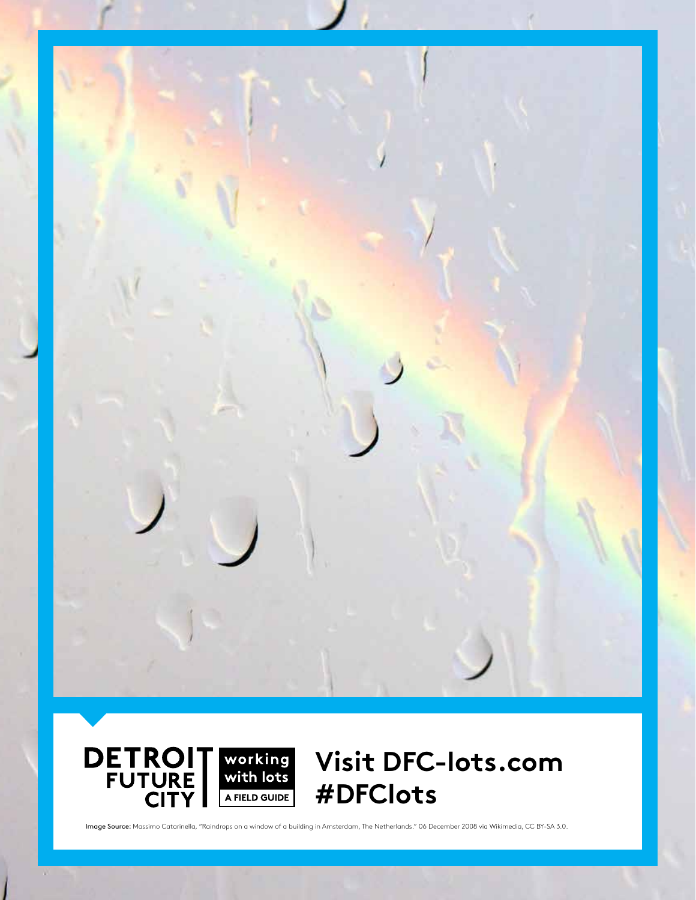DETROIT FUTURE CITY

working with lots

A FIELD GUIDE

**Visit DFC-lots.com**
**#DFClots**

**Image Source:** Massimo Catarinella, "Raindrops on a window of a building in Amsterdam, The Netherlands." 06 December 2008 via Wikimedia, CC BY-SA 3.0.